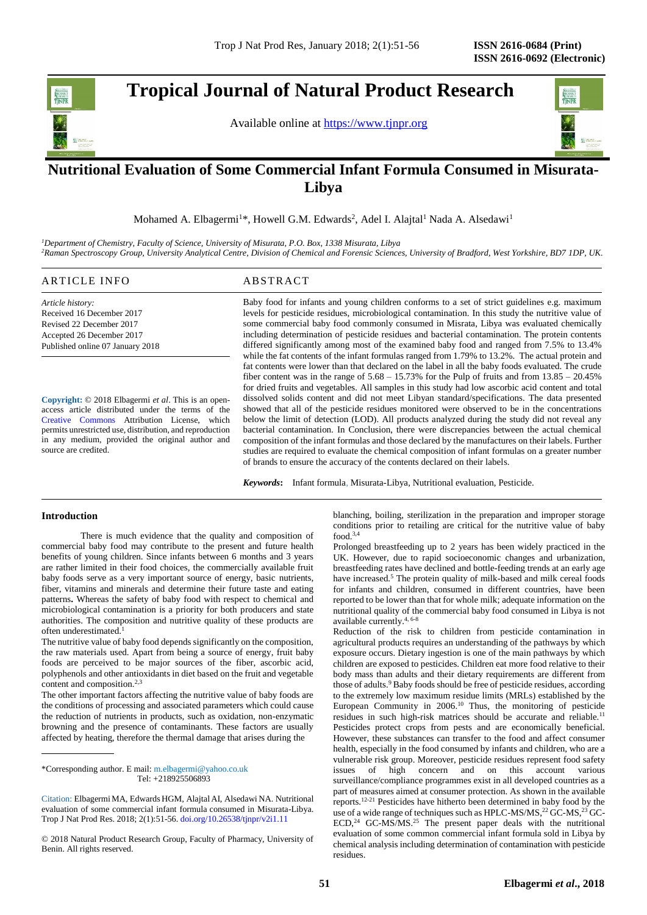# Tropical Journal of Natural Product Research

Available online at https://www.tjnpr.org

# Nutritional Evaluation of Some Commercial Infant Formula Consumed in Misurata-Libya

Mohamed A. Elbagermi[1]*, Howell G.M. Edwards[2], Adel I. Alajtal[1] Nada A. Alsedawi[1]

*[1]Department of Chemistry, Faculty of Science, University of Misurata, P.O. Box, 1338 Misurata, Libya*
*[2]Raman Spectroscopy Group, University Analytical Centre, Division of Chemical and Forensic Sciences, University of Bradford, West Yorkshire, BD7 1DP, UK.*

## ARTICLE INFO

*Article history:*
Received 16 December 2017
Revised 22 December 2017
Accepted 26 December 2017
Published online 07 January 2018

**Copyright:** © 2018 Elbagermi *et al*. This is an open-access article distributed under the terms of the Creative Commons Attribution License, which permits unrestricted use, distribution, and reproduction in any medium, provided the original author and source are credited.

## ABSTRACT

Baby food for infants and young children conforms to a set of strict guidelines e.g. maximum levels for pesticide residues, microbiological contamination. In this study the nutritive value of some commercial baby food commonly consumed in Misrata, Libya was evaluated chemically including determination of pesticide residues and bacterial contamination. The protein contents differed significantly among most of the examined baby food and ranged from 7.5% to 13.4% while the fat contents of the infant formulas ranged from 1.79% to 13.2%. The actual protein and fat contents were lower than that declared on the label in all the baby foods evaluated. The crude fiber content was in the range of 5.68 – 15.73% for the Pulp of fruits and from 13.85 – 20.45% for dried fruits and vegetables. All samples in this study had low ascorbic acid content and total dissolved solids content and did not meet Libyan standard/specifications. The data presented showed that all of the pesticide residues monitored were observed to be in the concentrations below the limit of detection (LOD). All products analyzed during the study did not reveal any bacterial contamination. In Conclusion, there were discrepancies between the actual chemical composition of the infant formulas and those declared by the manufactures on their labels. Further studies are required to evaluate the chemical composition of infant formulas on a greater number of brands to ensure the accuracy of the contents declared on their labels.

***Keywords*:** Infant formula, Misurata-Libya, Nutritional evaluation, Pesticide.

## Introduction

There is much evidence that the quality and composition of commercial baby food may contribute to the present and future health benefits of young children. Since infants between 6 months and 3 years are rather limited in their food choices, the commercially available fruit baby foods serve as a very important source of energy, basic nutrients, fiber, vitamins and minerals and determine their future taste and eating patterns**.** Whereas the safety of baby food with respect to chemical and microbiological contamination is a priority for both producers and state authorities. The composition and nutritive quality of these products are often underestimated.[1]

The nutritive value of baby food depends significantly on the composition, the raw materials used. Apart from being a source of energy, fruit baby foods are perceived to be major sources of the fiber, ascorbic acid, polyphenols and other antioxidants in diet based on the fruit and vegetable content and composition.[2,3]

The other important factors affecting the nutritive value of baby foods are the conditions of processing and associated parameters which could cause the reduction of nutrients in products, such as oxidation, non-enzymatic browning and the presence of contaminants. These factors are usually affected by heating, therefore the thermal damage that arises during the blanching, boiling, sterilization in the preparation and improper storage conditions prior to retailing are critical for the nutritive value of baby food.[3,4]

Prolonged breastfeeding up to 2 years has been widely practiced in the UK. However, due to rapid socioeconomic changes and urbanization, breastfeeding rates have declined and bottle-feeding trends at an early age have increased.[5] The protein quality of milk-based and milk cereal foods for infants and children, consumed in different countries, have been reported to be lower than that for whole milk; adequate information on the nutritional quality of the commercial baby food consumed in Libya is not available currently.[4, 6-8]

Reduction of the risk to children from pesticide contamination in agricultural products requires an understanding of the pathways by which exposure occurs. Dietary ingestion is one of the main pathways by which children are exposed to pesticides. Children eat more food relative to their body mass than adults and their dietary requirements are different from those of adults.[9] Baby foods should be free of pesticide residues, according to the extremely low maximum residue limits (MRLs) established by the European Community in 2006.[10] Thus, the monitoring of pesticide residues in such high-risk matrices should be accurate and reliable.[11] Pesticides protect crops from pests and are economically beneficial. However, these substances can transfer to the food and affect consumer health, especially in the food consumed by infants and children, who are a vulnerable risk group. Moreover, pesticide residues represent food safety issues of high concern and on this account various surveillance/compliance programmes exist in all developed countries as a part of measures aimed at consumer protection. As shown in the available reports.[12-21] Pesticides have hitherto been determined in baby food by the use of a wide range of techniques such as HPLC-MS/MS,[22] GC-MS,[23] GC-ECD,[24] GC-MS/MS.[25] The present paper deals with the nutritional evaluation of some common commercial infant formula sold in Libya by chemical analysis including determination of contamination with pesticide residues.

---

*Corresponding author. E mail: m.elbagermi@yahoo.co.uk
Tel: +218925506893

Citation: Elbagermi MA, Edwards HGM, Alajtal AI, Alsedawi NA. Nutritional evaluation of some commercial infant formula consumed in Misurata-Libya. Trop J Nat Prod Res. 2018; 2(1):51-56. doi.org/10.26538/tjnpr/v2i1.11

© 2018 Natural Product Research Group, Faculty of Pharmacy, University of Benin. All rights reserved.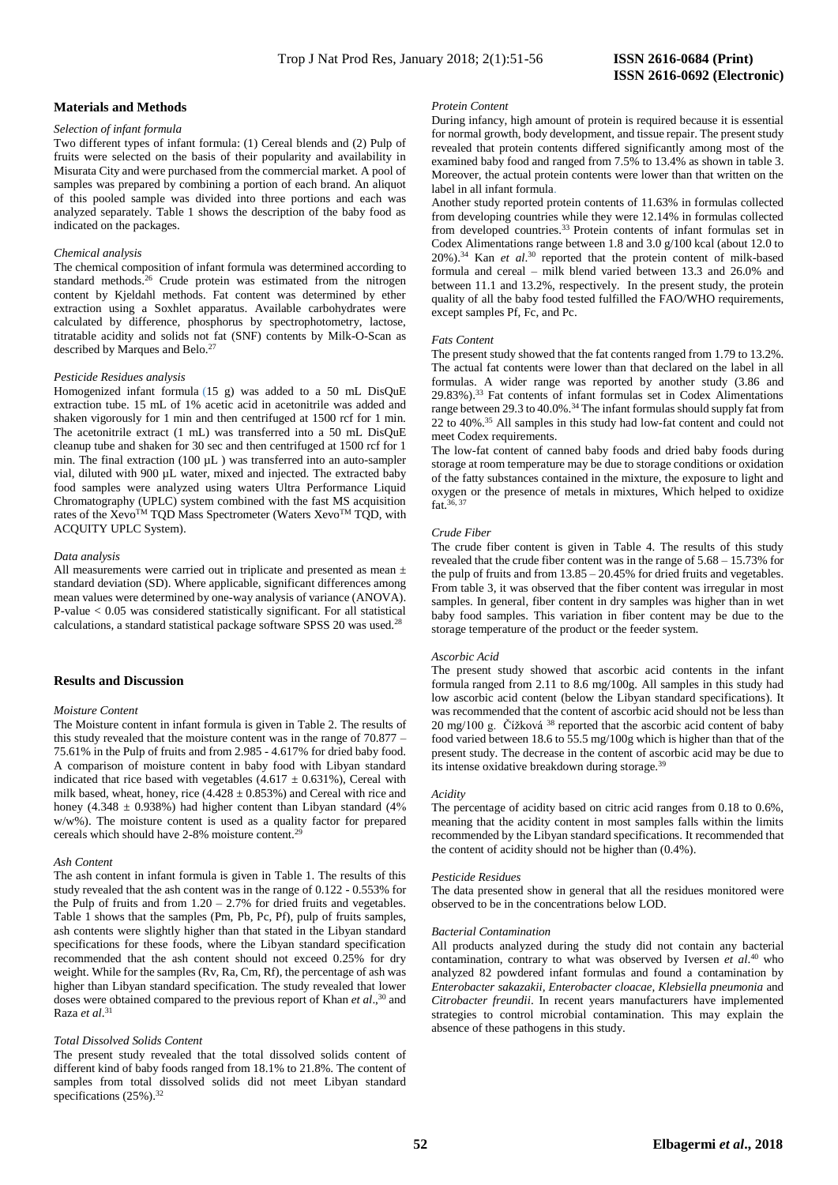## Materials and Methods

### *Selection of infant formula*

Two different types of infant formula: (1) Cereal blends and (2) Pulp of fruits were selected on the basis of their popularity and availability in Misurata City and were purchased from the commercial market. A pool of samples was prepared by combining a portion of each brand. An aliquot of this pooled sample was divided into three portions and each was analyzed separately. Table 1 shows the description of the baby food as indicated on the packages.

### *Chemical analysis*

The chemical composition of infant formula was determined according to standard methods.[26] Crude protein was estimated from the nitrogen content by Kjeldahl methods. Fat content was determined by ether extraction using a Soxhlet apparatus. Available carbohydrates were calculated by difference, phosphorus by spectrophotometry, lactose, titratable acidity and solids not fat (SNF) contents by Milk-O-Scan as described by Marques and Belo.[27]

### *Pesticide Residues analysis*

Homogenized infant formula (15 g) was added to a 50 mL DisQuE extraction tube. 15 mL of 1% acetic acid in acetonitrile was added and shaken vigorously for 1 min and then centrifuged at 1500 rcf for 1 min. The acetonitrile extract (1 mL) was transferred into a 50 mL DisQuE cleanup tube and shaken for 30 sec and then centrifuged at 1500 rcf for 1 min. The final extraction (100 µL ) was transferred into an auto-sampler vial, diluted with 900 µL water, mixed and injected. The extracted baby food samples were analyzed using waters Ultra Performance Liquid Chromatography (UPLC) system combined with the fast MS acquisition rates of the Xevo™ TQD Mass Spectrometer (Waters Xevo™ TQD, with ACQUITY UPLC System).

### *Data analysis*

All measurements were carried out in triplicate and presented as mean ± standard deviation (SD). Where applicable, significant differences among mean values were determined by one-way analysis of variance (ANOVA). P-value < 0.05 was considered statistically significant. For all statistical calculations, a standard statistical package software SPSS 20 was used.[28]

## Results and Discussion

### *Moisture Content*

The Moisture content in infant formula is given in Table 2. The results of this study revealed that the moisture content was in the range of 70.877 – 75.61% in the Pulp of fruits and from 2.985 - 4.617% for dried baby food. A comparison of moisture content in baby food with Libyan standard indicated that rice based with vegetables (4.617 ± 0.631%), Cereal with milk based, wheat, honey, rice (4.428 ± 0.853%) and Cereal with rice and honey (4.348 ± 0.938%) had higher content than Libyan standard (4% w/w%). The moisture content is used as a quality factor for prepared cereals which should have 2-8% moisture content.[29]

### *Ash Content*

The ash content in infant formula is given in Table 1. The results of this study revealed that the ash content was in the range of 0.122 - 0.553% for the Pulp of fruits and from 1.20 – 2.7% for dried fruits and vegetables. Table 1 shows that the samples (Pm, Pb, Pc, Pf), pulp of fruits samples, ash contents were slightly higher than that stated in the Libyan standard specifications for these foods, where the Libyan standard specification recommended that the ash content should not exceed 0.25% for dry weight. While for the samples (Rv, Ra, Cm, Rf), the percentage of ash was higher than Libyan standard specification. The study revealed that lower doses were obtained compared to the previous report of Khan *et al*.,[30] and Raza *et al*.[31]

### *Total Dissolved Solids Content*

The present study revealed that the total dissolved solids content of different kind of baby foods ranged from 18.1% to 21.8%. The content of samples from total dissolved solids did not meet Libyan standard specifications (25%).[32]

### *Protein Content*

During infancy, high amount of protein is required because it is essential for normal growth, body development, and tissue repair. The present study revealed that protein contents differed significantly among most of the examined baby food and ranged from 7.5% to 13.4% as shown in table 3. Moreover, the actual protein contents were lower than that written on the label in all infant formula.

Another study reported protein contents of 11.63% in formulas collected from developing countries while they were 12.14% in formulas collected from developed countries.[33] Protein contents of infant formulas set in Codex Alimentations range between 1.8 and 3.0 g/100 kcal (about 12.0 to 20%).[34] Kan *et al*.[30] reported that the protein content of milk-based formula and cereal – milk blend varied between 13.3 and 26.0% and between 11.1 and 13.2%, respectively. In the present study, the protein quality of all the baby food tested fulfilled the FAO/WHO requirements, except samples Pf, Fc, and Pc.

### *Fats Content*

The present study showed that the fat contents ranged from 1.79 to 13.2%. The actual fat contents were lower than that declared on the label in all formulas. A wider range was reported by another study (3.86 and 29.83%).[33] Fat contents of infant formulas set in Codex Alimentations range between 29.3 to 40.0%.[34] The infant formulas should supply fat from 22 to 40%.[35] All samples in this study had low-fat content and could not meet Codex requirements.

The low-fat content of canned baby foods and dried baby foods during storage at room temperature may be due to storage conditions or oxidation of the fatty substances contained in the mixture, the exposure to light and oxygen or the presence of metals in mixtures, Which helped to oxidize fat.[36, 37]

### *Crude Fiber*

The crude fiber content is given in Table 4. The results of this study revealed that the crude fiber content was in the range of 5.68 – 15.73% for the pulp of fruits and from 13.85 – 20.45% for dried fruits and vegetables. From table 3, it was observed that the fiber content was irregular in most samples. In general, fiber content in dry samples was higher than in wet baby food samples. This variation in fiber content may be due to the storage temperature of the product or the feeder system.

### *Ascorbic Acid*

The present study showed that ascorbic acid contents in the infant formula ranged from 2.11 to 8.6 mg/100g. All samples in this study had low ascorbic acid content (below the Libyan standard specifications). It was recommended that the content of ascorbic acid should not be less than 20 mg/100 g. Čížková [38] reported that the ascorbic acid content of baby food varied between 18.6 to 55.5 mg/100g which is higher than that of the present study. The decrease in the content of ascorbic acid may be due to its intense oxidative breakdown during storage.[39]

### *Acidity*

The percentage of acidity based on citric acid ranges from 0.18 to 0.6%, meaning that the acidity content in most samples falls within the limits recommended by the Libyan standard specifications. It recommended that the content of acidity should not be higher than (0.4%).

### *Pesticide Residues*

The data presented show in general that all the residues monitored were observed to be in the concentrations below LOD.

### *Bacterial Contamination*

All products analyzed during the study did not contain any bacterial contamination, contrary to what was observed by Iversen *et al*.[40] who analyzed 82 powdered infant formulas and found a contamination by *Enterobacter sakazakii, Enterobacter cloacae, Klebsiella pneumonia* and *Citrobacter freundii*. In recent years manufacturers have implemented strategies to control microbial contamination. This may explain the absence of these pathogens in this study.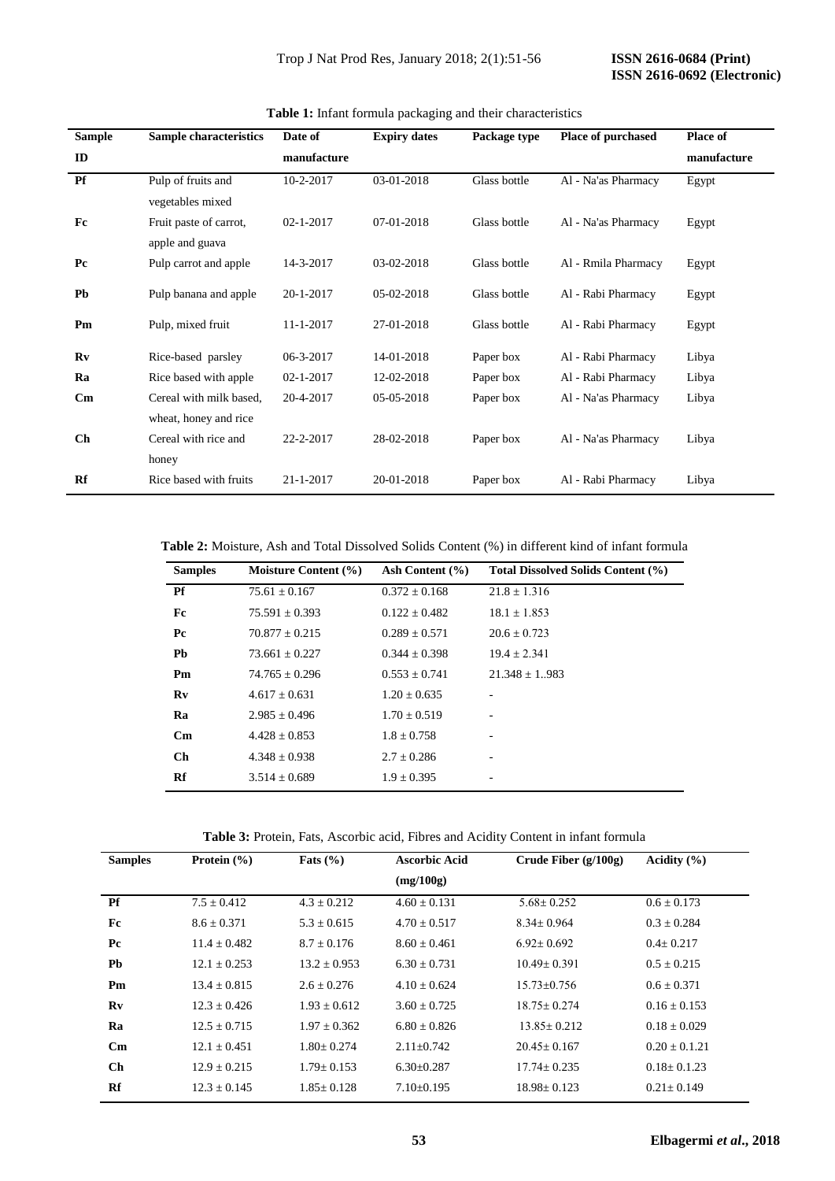**Table 1:** Infant formula packaging and their characteristics

| Sample ID | Sample characteristics | Date of manufacture | Expiry dates | Package type | Place of purchased | Place of manufacture |
|---|---|---|---|---|---|---|
| **Pf** | Pulp of fruits and vegetables mixed | 10-2-2017 | 03-01-2018 | Glass bottle | Al - Na'as Pharmacy | Egypt |
| **Fc** | Fruit paste of carrot, apple and guava | 02-1-2017 | 07-01-2018 | Glass bottle | Al - Na'as Pharmacy | Egypt |
| **Pc** | Pulp carrot and apple | 14-3-2017 | 03-02-2018 | Glass bottle | Al - Rmila Pharmacy | Egypt |
| **Pb** | Pulp banana and apple | 20-1-2017 | 05-02-2018 | Glass bottle | Al - Rabi Pharmacy | Egypt |
| **Pm** | Pulp, mixed fruit | 11-1-2017 | 27-01-2018 | Glass bottle | Al - Rabi Pharmacy | Egypt |
| **Rv** | Rice-based parsley | 06-3-2017 | 14-01-2018 | Paper box | Al - Rabi Pharmacy | Libya |
| **Ra** | Rice based with apple | 02-1-2017 | 12-02-2018 | Paper box | Al - Rabi Pharmacy | Libya |
| **Cm** | Cereal with milk based, wheat, honey and rice | 20-4-2017 | 05-05-2018 | Paper box | Al - Na'as Pharmacy | Libya |
| **Ch** | Cereal with rice and honey | 22-2-2017 | 28-02-2018 | Paper box | Al - Na'as Pharmacy | Libya |
| **Rf** | Rice based with fruits | 21-1-2017 | 20-01-2018 | Paper box | Al - Rabi Pharmacy | Libya |

**Table 2:** Moisture, Ash and Total Dissolved Solids Content (%) in different kind of infant formula

| Samples | Moisture Content (%) | Ash Content (%) | Total Dissolved Solids Content (%) |
|---|---|---|---|
| **Pf** | 75.61 ± 0.167 | 0.372 ± 0.168 | 21.8 ± 1.316 |
| **Fc** | 75.591 ± 0.393 | 0.122 ± 0.482 | 18.1 ± 1.853 |
| **Pc** | 70.877 ± 0.215 | 0.289 ± 0.571 | 20.6 ± 0.723 |
| **Pb** | 73.661 ± 0.227 | 0.344 ± 0.398 | 19.4 ± 2.341 |
| **Pm** | 74.765 ± 0.296 | 0.553 ± 0.741 | 21.348 ± 1..983 |
| **Rv** | 4.617 ± 0.631 | 1.20 ± 0.635 | - |
| **Ra** | 2.985 ± 0.496 | 1.70 ± 0.519 | - |
| **Cm** | 4.428 ± 0.853 | 1.8 ± 0.758 | - |
| **Ch** | 4.348 ± 0.938 | 2.7 ± 0.286 | - |
| **Rf** | 3.514 ± 0.689 | 1.9 ± 0.395 | - |

**Table 3:** Protein, Fats, Ascorbic acid, Fibres and Acidity Content in infant formula

| Samples | Protein (%) | Fats (%) | Ascorbic Acid (mg/100g) | Crude Fiber (g/100g) | Acidity (%) |
|---|---|---|---|---|---|
| **Pf** | 7.5 ± 0.412 | 4.3 ± 0.212 | 4.60 ± 0.131 | 5.68± 0.252 | 0.6 ± 0.173 |
| **Fc** | 8.6 ± 0.371 | 5.3 ± 0.615 | 4.70 ± 0.517 | 8.34± 0.964 | 0.3 ± 0.284 |
| **Pc** | 11.4 ± 0.482 | 8.7 ± 0.176 | 8.60 ± 0.461 | 6.92± 0.692 | 0.4± 0.217 |
| **Pb** | 12.1 ± 0.253 | 13.2 ± 0.953 | 6.30 ± 0.731 | 10.49± 0.391 | 0.5 ± 0.215 |
| **Pm** | 13.4 ± 0.815 | 2.6 ± 0.276 | 4.10 ± 0.624 | 15.73±0.756 | 0.6 ± 0.371 |
| **Rv** | 12.3 ± 0.426 | 1.93 ± 0.612 | 3.60 ± 0.725 | 18.75± 0.274 | 0.16 ± 0.153 |
| **Ra** | 12.5 ± 0.715 | 1.97 ± 0.362 | 6.80 ± 0.826 | 13.85± 0.212 | 0.18 ± 0.029 |
| **Cm** | 12.1 ± 0.451 | 1.80± 0.274 | 2.11±0.742 | 20.45± 0.167 | 0.20 ± 0.1.21 |
| **Ch** | 12.9 ± 0.215 | 1.79± 0.153 | 6.30±0.287 | 17.74± 0.235 | 0.18± 0.1.23 |
| **Rf** | 12.3 ± 0.145 | 1.85± 0.128 | 7.10±0.195 | 18.98± 0.123 | 0.21± 0.149 |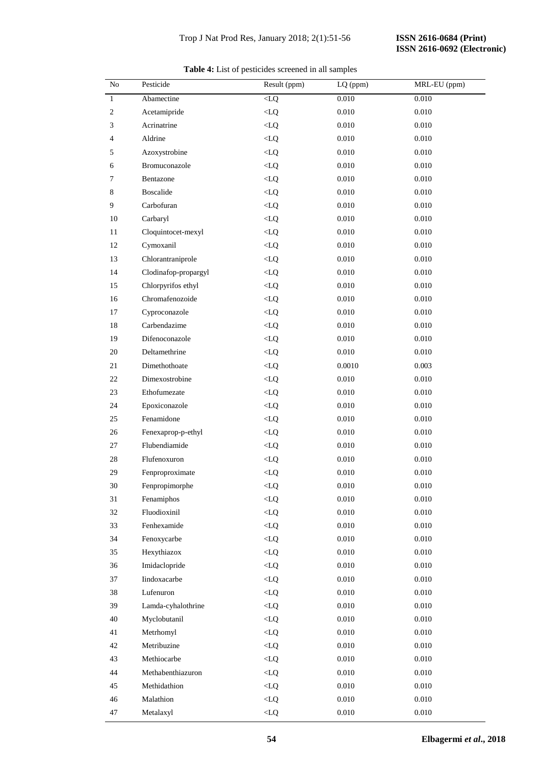**Table 4:** List of pesticides screened in all samples

| No | Pesticide | Result (ppm) | LQ (ppm) | MRL-EU (ppm) |
|---|---|---|---|---|
| 1 | Abamectine | <LQ | 0.010 | 0.010 |
| 2 | Acetamipride | <LQ | 0.010 | 0.010 |
| 3 | Acrinatrine | <LQ | 0.010 | 0.010 |
| 4 | Aldrine | <LQ | 0.010 | 0.010 |
| 5 | Azoxystrobine | <LQ | 0.010 | 0.010 |
| 6 | Bromuconazole | <LQ | 0.010 | 0.010 |
| 7 | Bentazone | <LQ | 0.010 | 0.010 |
| 8 | Boscalide | <LQ | 0.010 | 0.010 |
| 9 | Carbofuran | <LQ | 0.010 | 0.010 |
| 10 | Carbaryl | <LQ | 0.010 | 0.010 |
| 11 | Cloquintocet-mexyl | <LQ | 0.010 | 0.010 |
| 12 | Cymoxanil | <LQ | 0.010 | 0.010 |
| 13 | Chlorantraniprole | <LQ | 0.010 | 0.010 |
| 14 | Clodinafop-propargyl | <LQ | 0.010 | 0.010 |
| 15 | Chlorpyrifos ethyl | <LQ | 0.010 | 0.010 |
| 16 | Chromafenozoide | <LQ | 0.010 | 0.010 |
| 17 | Cyproconazole | <LQ | 0.010 | 0.010 |
| 18 | Carbendazime | <LQ | 0.010 | 0.010 |
| 19 | Difenoconazole | <LQ | 0.010 | 0.010 |
| 20 | Deltamethrine | <LQ | 0.010 | 0.010 |
| 21 | Dimethothoate | <LQ | 0.0010 | 0.003 |
| 22 | Dimexostrobine | <LQ | 0.010 | 0.010 |
| 23 | Ethofumezate | <LQ | 0.010 | 0.010 |
| 24 | Epoxiconazole | <LQ | 0.010 | 0.010 |
| 25 | Fenamidone | <LQ | 0.010 | 0.010 |
| 26 | Fenexaprop-p-ethyl | <LQ | 0.010 | 0.010 |
| 27 | Flubendiamide | <LQ | 0.010 | 0.010 |
| 28 | Flufenoxuron | <LQ | 0.010 | 0.010 |
| 29 | Fenproproximate | <LQ | 0.010 | 0.010 |
| 30 | Fenpropimorphe | <LQ | 0.010 | 0.010 |
| 31 | Fenamiphos | <LQ | 0.010 | 0.010 |
| 32 | Fluodioxinil | <LQ | 0.010 | 0.010 |
| 33 | Fenhexamide | <LQ | 0.010 | 0.010 |
| 34 | Fenoxycarbe | <LQ | 0.010 | 0.010 |
| 35 | Hexythiazox | <LQ | 0.010 | 0.010 |
| 36 | Imidaclopride | <LQ | 0.010 | 0.010 |
| 37 | Iindoxacarbe | <LQ | 0.010 | 0.010 |
| 38 | Lufenuron | <LQ | 0.010 | 0.010 |
| 39 | Lamda-cyhalothrine | <LQ | 0.010 | 0.010 |
| 40 | Myclobutanil | <LQ | 0.010 | 0.010 |
| 41 | Metrhomyl | <LQ | 0.010 | 0.010 |
| 42 | Metribuzine | <LQ | 0.010 | 0.010 |
| 43 | Methiocarbe | <LQ | 0.010 | 0.010 |
| 44 | Methabenthiazuron | <LQ | 0.010 | 0.010 |
| 45 | Methidathion | <LQ | 0.010 | 0.010 |
| 46 | Malathion | <LQ | 0.010 | 0.010 |
| 47 | Metalaxyl | <LQ | 0.010 | 0.010 |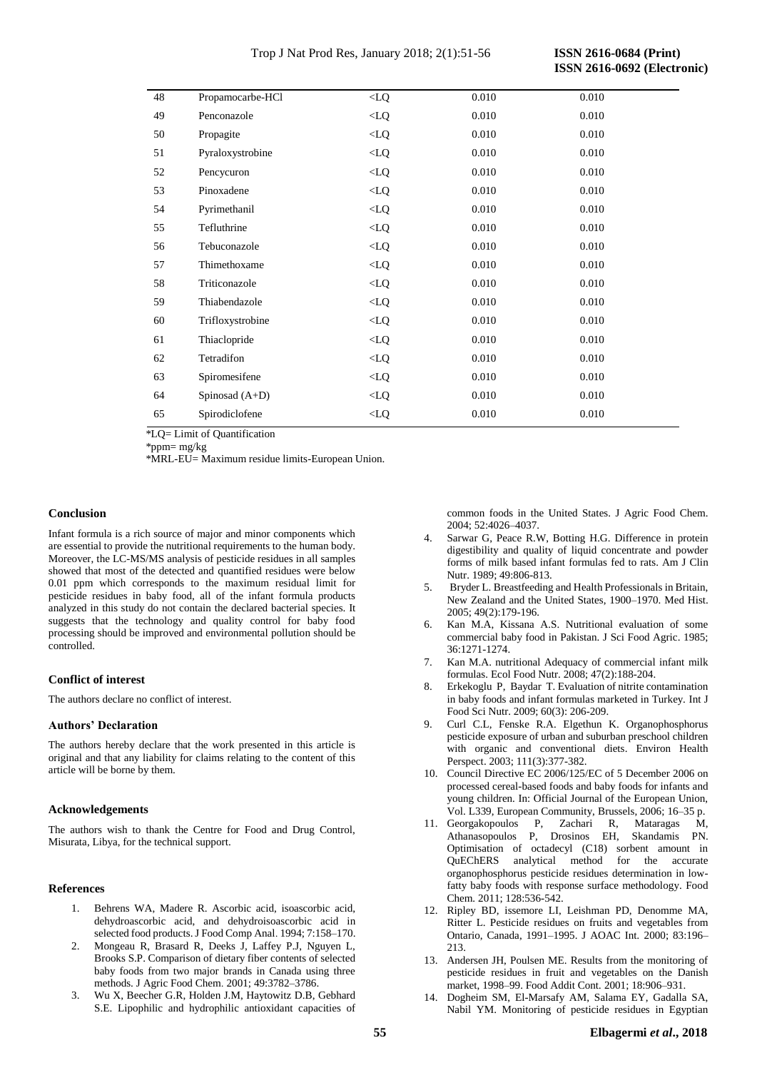| | | | | |
|---|---|---|---|---|
| 48 | Propamocarbe-HCl | <LQ | 0.010 | 0.010 |
| 49 | Penconazole | <LQ | 0.010 | 0.010 |
| 50 | Propagite | <LQ | 0.010 | 0.010 |
| 51 | Pyraloxystrobine | <LQ | 0.010 | 0.010 |
| 52 | Pencycuron | <LQ | 0.010 | 0.010 |
| 53 | Pinoxadene | <LQ | 0.010 | 0.010 |
| 54 | Pyrimethanil | <LQ | 0.010 | 0.010 |
| 55 | Tefluthrine | <LQ | 0.010 | 0.010 |
| 56 | Tebuconazole | <LQ | 0.010 | 0.010 |
| 57 | Thimethoxame | <LQ | 0.010 | 0.010 |
| 58 | Triticonazole | <LQ | 0.010 | 0.010 |
| 59 | Thiabendazole | <LQ | 0.010 | 0.010 |
| 60 | Trifloxystrobine | <LQ | 0.010 | 0.010 |
| 61 | Thiaclopride | <LQ | 0.010 | 0.010 |
| 62 | Tetradifon | <LQ | 0.010 | 0.010 |
| 63 | Spiromesifene | <LQ | 0.010 | 0.010 |
| 64 | Spinosad (A+D) | <LQ | 0.010 | 0.010 |
| 65 | Spirodiclofene | <LQ | 0.010 | 0.010 |

*LQ= Limit of Quantification

*ppm= mg/kg

*MRL-EU= Maximum residue limits-European Union.

### Conclusion

Infant formula is a rich source of major and minor components which are essential to provide the nutritional requirements to the human body. Moreover, the LC-MS/MS analysis of pesticide residues in all samples showed that most of the detected and quantified residues were below 0.01 ppm which corresponds to the maximum residual limit for pesticide residues in baby food, all of the infant formula products analyzed in this study do not contain the declared bacterial species. It suggests that the technology and quality control for baby food processing should be improved and environmental pollution should be controlled.

### Conflict of interest

The authors declare no conflict of interest.

### Authors' Declaration

The authors hereby declare that the work presented in this article is original and that any liability for claims relating to the content of this article will be borne by them.

### Acknowledgements

The authors wish to thank the Centre for Food and Drug Control, Misurata, Libya, for the technical support.

### References

1. Behrens WA, Madere R. Ascorbic acid, isoascorbic acid, dehydroascorbic acid, and dehydroisoascorbic acid in selected food products. J Food Comp Anal. 1994; 7:158–170.
2. Mongeau R, Brasard R, Deeks J, Laffey P.J, Nguyen L, Brooks S.P. Comparison of dietary fiber contents of selected baby foods from two major brands in Canada using three methods. J Agric Food Chem. 2001; 49:3782–3786.
3. Wu X, Beecher G.R, Holden J.M, Haytowitz D.B, Gebhard S.E. Lipophilic and hydrophilic antioxidant capacities of common foods in the United States. J Agric Food Chem. 2004; 52:4026–4037.
4. Sarwar G, Peace R.W, Botting H.G. Difference in protein digestibility and quality of liquid concentrate and powder forms of milk based infant formulas fed to rats. Am J Clin Nutr. 1989; 49:806-813.
5. Bryder L. Breastfeeding and Health Professionals in Britain, New Zealand and the United States, 1900–1970. Med Hist. 2005; 49(2):179-196.
6. Kan M.A, Kissana A.S. Nutritional evaluation of some commercial baby food in Pakistan. J Sci Food Agric. 1985; 36:1271-1274.
7. Kan M.A. nutritional Adequacy of commercial infant milk formulas. Ecol Food Nutr. 2008; 47(2):188-204.
8. Erkekoglu P, Baydar T. Evaluation of nitrite contamination in baby foods and infant formulas marketed in Turkey. Int J Food Sci Nutr. 2009; 60(3): 206-209.
9. Curl C.L, Fenske R.A. Elgethun K. Organophosphorus pesticide exposure of urban and suburban preschool children with organic and conventional diets. Environ Health Perspect. 2003; 111(3):377-382.
10. Council Directive EC 2006/125/EC of 5 December 2006 on processed cereal-based foods and baby foods for infants and young children. In: Official Journal of the European Union, Vol. L339, European Community, Brussels, 2006; 16–35 p.
11. Georgakopoulos P, Zachari R, Mataragas M, Athanasopoulos P, Drosinos EH, Skandamis PN. Optimisation of octadecyl (C18) sorbent amount in QuEChERS analytical method for the accurate organophosphorus pesticide residues determination in low-fatty baby foods with response surface methodology. Food Chem. 2011; 128:536-542.
12. Ripley BD, issemore LI, Leishman PD, Denomme MA, Ritter L. Pesticide residues on fruits and vegetables from Ontario, Canada, 1991–1995. J AOAC Int. 2000; 83:196–213.
13. Andersen JH, Poulsen ME. Results from the monitoring of pesticide residues in fruit and vegetables on the Danish market, 1998–99. Food Addit Cont. 2001; 18:906–931.
14. Dogheim SM, El-Marsafy AM, Salama EY, Gadalla SA, Nabil YM. Monitoring of pesticide residues in Egyptian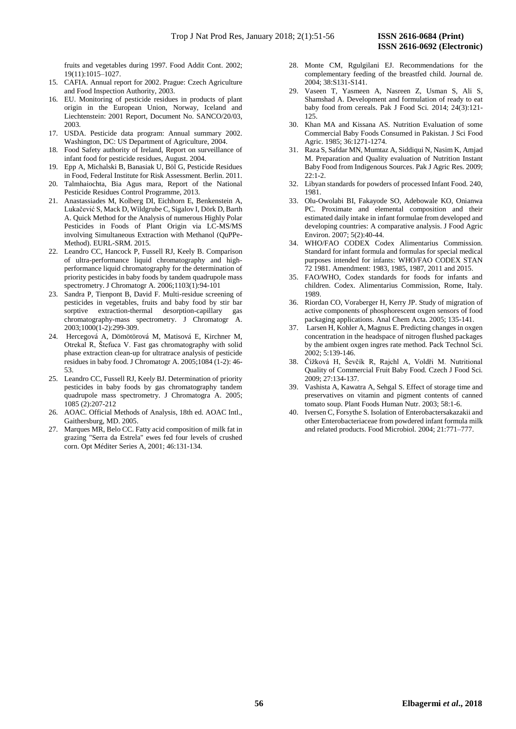fruits and vegetables during 1997. Food Addit Cont. 2002; 19(11):1015–1027.

15. CAFIA. Annual report for 2002. Prague: Czech Agriculture and Food Inspection Authority, 2003.
16. EU. Monitoring of pesticide residues in products of plant origin in the European Union, Norway, Iceland and Liechtenstein: 2001 Report, Document No. SANCO/20/03, 2003.
17. USDA. Pesticide data program: Annual summary 2002. Washington, DC: US Department of Agriculture, 2004.
18. Food Safety authority of Ireland, Report on surveillance of infant food for pesticide residues, August. 2004.
19. Epp A, Michalski B, Banasiak U, Böl G, Pesticide Residues in Food, Federal Institute for Risk Assessment. Berlin. 2011.
20. Talmhaiochta, Bia Agus mara, Report of the National Pesticide Residues Control Programme, 2013.
21. Anastassiades M, Kolberg DI, Eichhorn E, Benkenstein A, Lukačević S, Mack D, Wildgrube C, Sigalov I, Dörk D, Barth A. Quick Method for the Analysis of numerous Highly Polar Pesticides in Foods of Plant Origin via LC-MS/MS involving Simultaneous Extraction with Methanol (QuPPe-Method). EURL-SRM. 2015.
22. Leandro CC, Hancock P, Fussell RJ, Keely B. Comparison of ultra-performance liquid chromatography and high-performance liquid chromatography for the determination of priority pesticides in baby foods by tandem quadrupole mass spectrometry. J Chromatogr A. 2006;1103(1):94-101
23. Sandra P, Tienpont B, David F. Multi-residue screening of pesticides in vegetables, fruits and baby food by stir bar sorptive extraction-thermal desorption-capillary gas chromatography-mass spectrometry. J Chromatogr A. 2003;1000(1-2):299-309.
24. Hercegová A, Dömötörová M, Matisová E, Kirchner M, Otrekal R, Štefuca V. Fast gas chromatography with solid phase extraction clean-up for ultratrace analysis of pesticide residues in baby food. J Chromatogr A. 2005;1084 (1-2): 46-53.
25. Leandro CC, Fussell RJ, Keely BJ. Determination of priority pesticides in baby foods by gas chromatography tandem quadrupole mass spectrometry. J Chromatogra A. 2005; 1085 (2):207-212
26. AOAC. Official Methods of Analysis, 18th ed. AOAC Intl., Gaithersburg, MD. 2005.
27. Marques MR, Belo CC. Fatty acid composition of milk fat in grazing "Serra da Estrela" ewes fed four levels of crushed corn. Opt Méditer Series A, 2001; 46:131-134.
28. Monte CM, Rgulgilani EJ. Recommendations for the complementary feeding of the breastfed child. Journal de. 2004; 38:S131-S141.
29. Vaseen T, Yasmeen A, Nasreen Z, Usman S, Ali S, Shamshad A. Development and formulation of ready to eat baby food from cereals. Pak J Food Sci. 2014; 24(3):121-125.
30. Khan MA and Kissana AS. Nutrition Evaluation of some Commercial Baby Foods Consumed in Pakistan. J Sci Food Agric. 1985; 36:1271-1274.
31. Raza S, Safdar MN, Mumtaz A, Siddiqui N, Nasim K, Amjad M. Preparation and Quality evaluation of Nutrition Instant Baby Food from Indigenous Sources. Pak J Agric Res. 2009; 22:1-2.
32. Libyan standards for powders of processed Infant Food. 240, 1981.
33. Olu-Owolabi BI, Fakayode SO, Adebowale KO, Onianwa PC. Proximate and elemental composition and their estimated daily intake in infant formulae from developed and developing countries: A comparative analysis. J Food Agric Environ. 2007; 5(2):40-44.
34. WHO/FAO CODEX Codex Alimentarius Commission. Standard for infant formula and formulas for special medical purposes intended for infants: WHO/FAO CODEX STAN 72 1981. Amendment: 1983, 1985, 1987, 2011 and 2015.
35. FAO/WHO, Codex standards for foods for infants and children. Codex. Alimentarius Commission, Rome, Italy. 1989.
36. Riordan CO, Voraberger H, Kerry JP. Study of migration of active components of phosphorescent oxgen sensors of food packaging applications. Anal Chem Acta. 2005; 135-141.
37. Larsen H, Kohler A, Magnus E. Predicting changes in oxgen concentration in the headspace of nitrogen flushed packages by the ambient oxgen ingres rate method. Pack Technol Sci. 2002; 5:139-146.
38. Čížková H, Ševčík R, Rajchl A, Voldři M. Nutritional Quality of Commercial Fruit Baby Food. Czech J Food Sci. 2009; 27:134-137.
39. Vashista A, Kawatra A, Sehgal S. Effect of storage time and preservatives on vitamin and pigment contents of canned tomato soup. Plant Foods Human Nutr. 2003; 58:1-6.
40. Iversen C, Forsythe S. Isolation of Enterobactersakazakii and other Enterobacteriaceae from powdered infant formula milk and related products. Food Microbiol. 2004; 21:771–777.